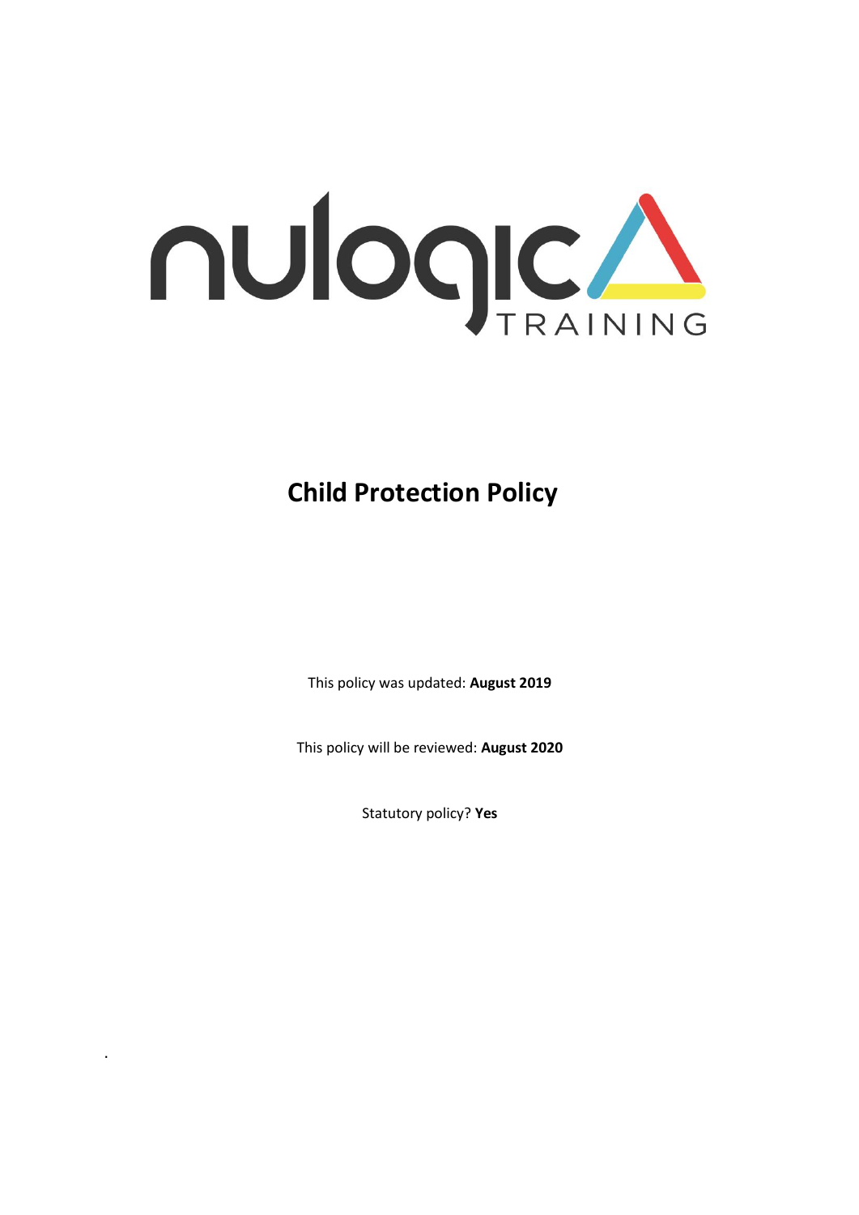nulogic TRAINING

# Child Protection Policy

This policy was updated: **August 2019**

This policy will be reviewed: **August 2020**

Statutory policy? **Yes**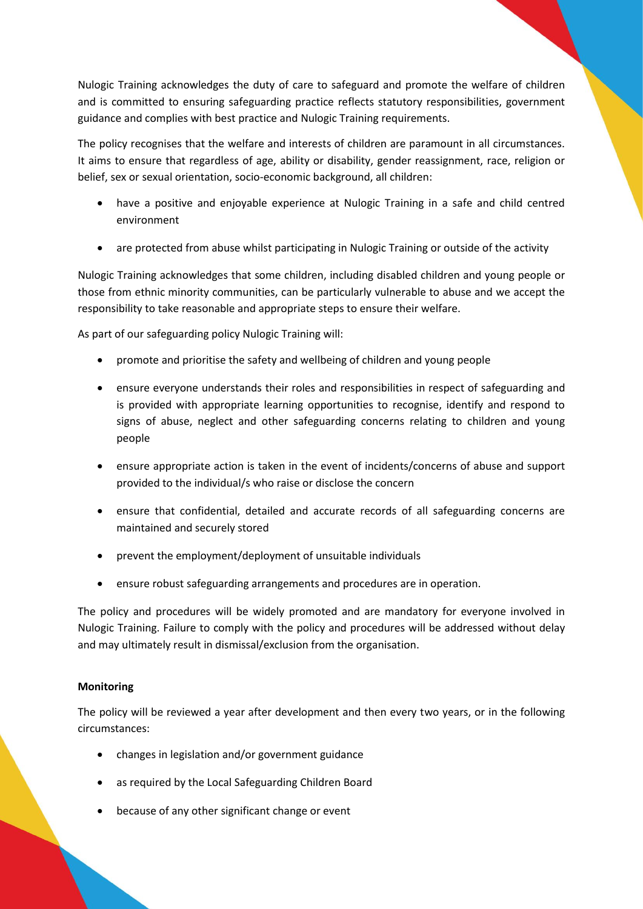Nulogic Training acknowledges the duty of care to safeguard and promote the welfare of children and is committed to ensuring safeguarding practice reflects statutory responsibilities, government guidance and complies with best practice and Nulogic Training requirements.

The policy recognises that the welfare and interests of children are paramount in all circumstances. It aims to ensure that regardless of age, ability or disability, gender reassignment, race, religion or belief, sex or sexual orientation, socio-economic background, all children:

- have a positive and enjoyable experience at Nulogic Training in a safe and child centred environment
- are protected from abuse whilst participating in Nulogic Training or outside of the activity

Nulogic Training acknowledges that some children, including disabled children and young people or those from ethnic minority communities, can be particularly vulnerable to abuse and we accept the responsibility to take reasonable and appropriate steps to ensure their welfare.

As part of our safeguarding policy Nulogic Training will:

- promote and prioritise the safety and wellbeing of children and young people
- ensure everyone understands their roles and responsibilities in respect of safeguarding and is provided with appropriate learning opportunities to recognise, identify and respond to signs of abuse, neglect and other safeguarding concerns relating to children and young people
- ensure appropriate action is taken in the event of incidents/concerns of abuse and support provided to the individual/s who raise or disclose the concern
- ensure that confidential, detailed and accurate records of all safeguarding concerns are maintained and securely stored
- prevent the employment/deployment of unsuitable individuals
- ensure robust safeguarding arrangements and procedures are in operation.

The policy and procedures will be widely promoted and are mandatory for everyone involved in Nulogic Training. Failure to comply with the policy and procedures will be addressed without delay and may ultimately result in dismissal/exclusion from the organisation.

**Monitoring**

The policy will be reviewed a year after development and then every two years, or in the following circumstances:

- changes in legislation and/or government guidance
- as required by the Local Safeguarding Children Board
- because of any other significant change or event